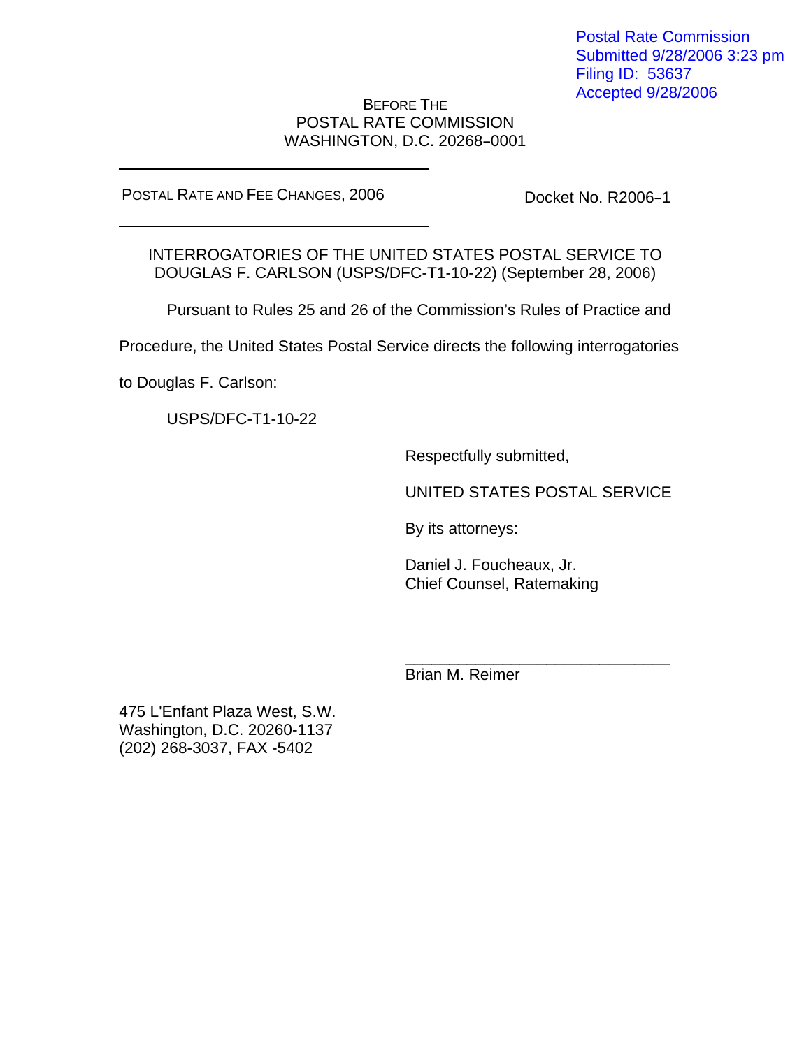Postal Rate Commission
Submitted 9/28/2006 3:23 pm
Filing ID: 53637
Accepted 9/28/2006

BEFORE THE
POSTAL RATE COMMISSION
WASHINGTON, D.C. 20268–0001

| POSTAL RATE AND FEE CHANGES, 2006 | Docket No. R2006–1 |
|---|---|

INTERROGATORIES OF THE UNITED STATES POSTAL SERVICE TO DOUGLAS F. CARLSON (USPS/DFC-T1-10-22) (September 28, 2006)

Pursuant to Rules 25 and 26 of the Commission's Rules of Practice and Procedure, the United States Postal Service directs the following interrogatories to Douglas F. Carlson:

USPS/DFC-T1-10-22

Respectfully submitted,

UNITED STATES POSTAL SERVICE

By its attorneys:

Daniel J. Foucheaux, Jr.
Chief Counsel, Ratemaking

______________________________
Brian M. Reimer

475 L'Enfant Plaza West, S.W.
Washington, D.C. 20260-1137
(202) 268-3037, FAX -5402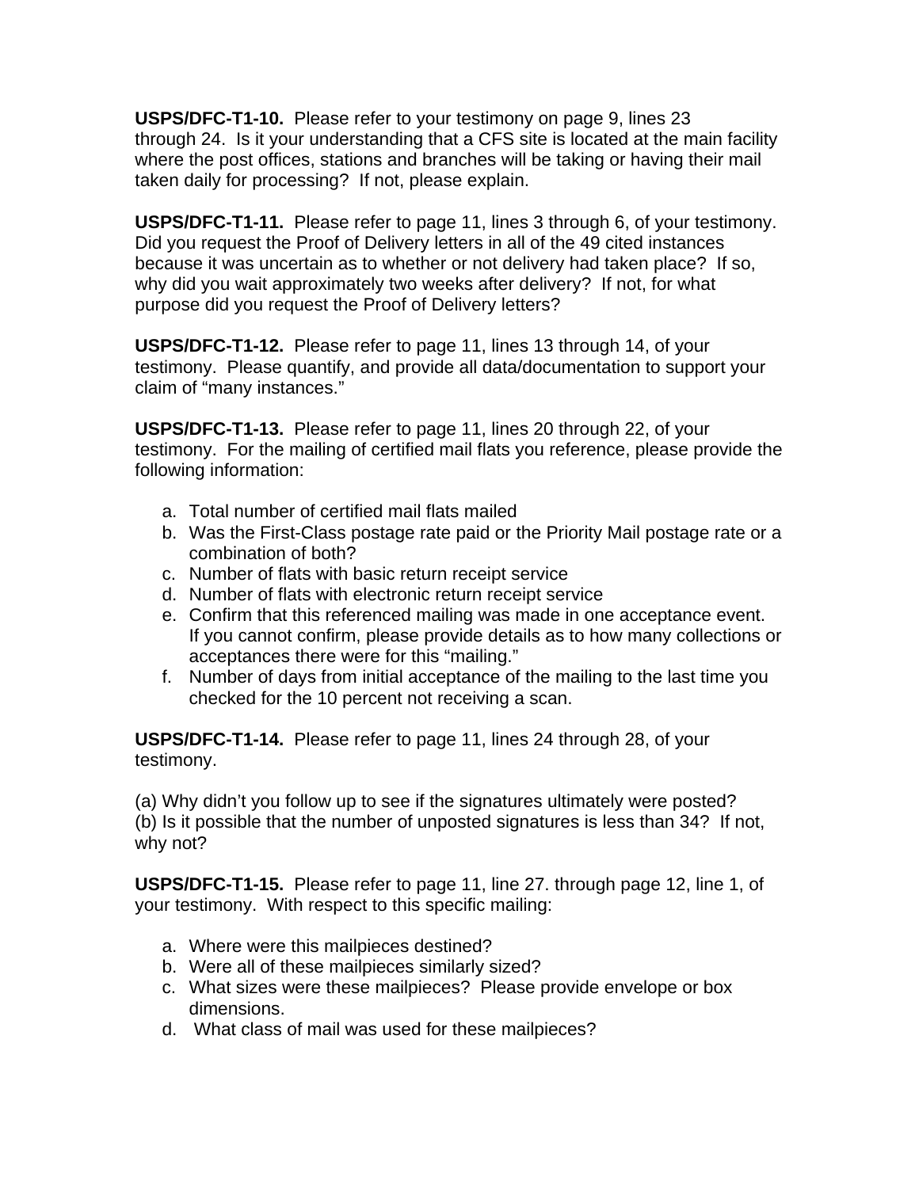**USPS/DFC-T1-10.** Please refer to your testimony on page 9, lines 23 through 24. Is it your understanding that a CFS site is located at the main facility where the post offices, stations and branches will be taking or having their mail taken daily for processing? If not, please explain.

**USPS/DFC-T1-11.** Please refer to page 11, lines 3 through 6, of your testimony. Did you request the Proof of Delivery letters in all of the 49 cited instances because it was uncertain as to whether or not delivery had taken place? If so, why did you wait approximately two weeks after delivery? If not, for what purpose did you request the Proof of Delivery letters?

**USPS/DFC-T1-12.** Please refer to page 11, lines 13 through 14, of your testimony. Please quantify, and provide all data/documentation to support your claim of "many instances."

**USPS/DFC-T1-13.** Please refer to page 11, lines 20 through 22, of your testimony. For the mailing of certified mail flats you reference, please provide the following information:

a. Total number of certified mail flats mailed
b. Was the First-Class postage rate paid or the Priority Mail postage rate or a combination of both?
c. Number of flats with basic return receipt service
d. Number of flats with electronic return receipt service
e. Confirm that this referenced mailing was made in one acceptance event. If you cannot confirm, please provide details as to how many collections or acceptances there were for this "mailing."
f. Number of days from initial acceptance of the mailing to the last time you checked for the 10 percent not receiving a scan.

**USPS/DFC-T1-14.** Please refer to page 11, lines 24 through 28, of your testimony.

(a) Why didn't you follow up to see if the signatures ultimately were posted?
(b) Is it possible that the number of unposted signatures is less than 34? If not, why not?

**USPS/DFC-T1-15.** Please refer to page 11, line 27. through page 12, line 1, of your testimony. With respect to this specific mailing:

a. Where were this mailpieces destined?
b. Were all of these mailpieces similarly sized?
c. What sizes were these mailpieces? Please provide envelope or box dimensions.
d. What class of mail was used for these mailpieces?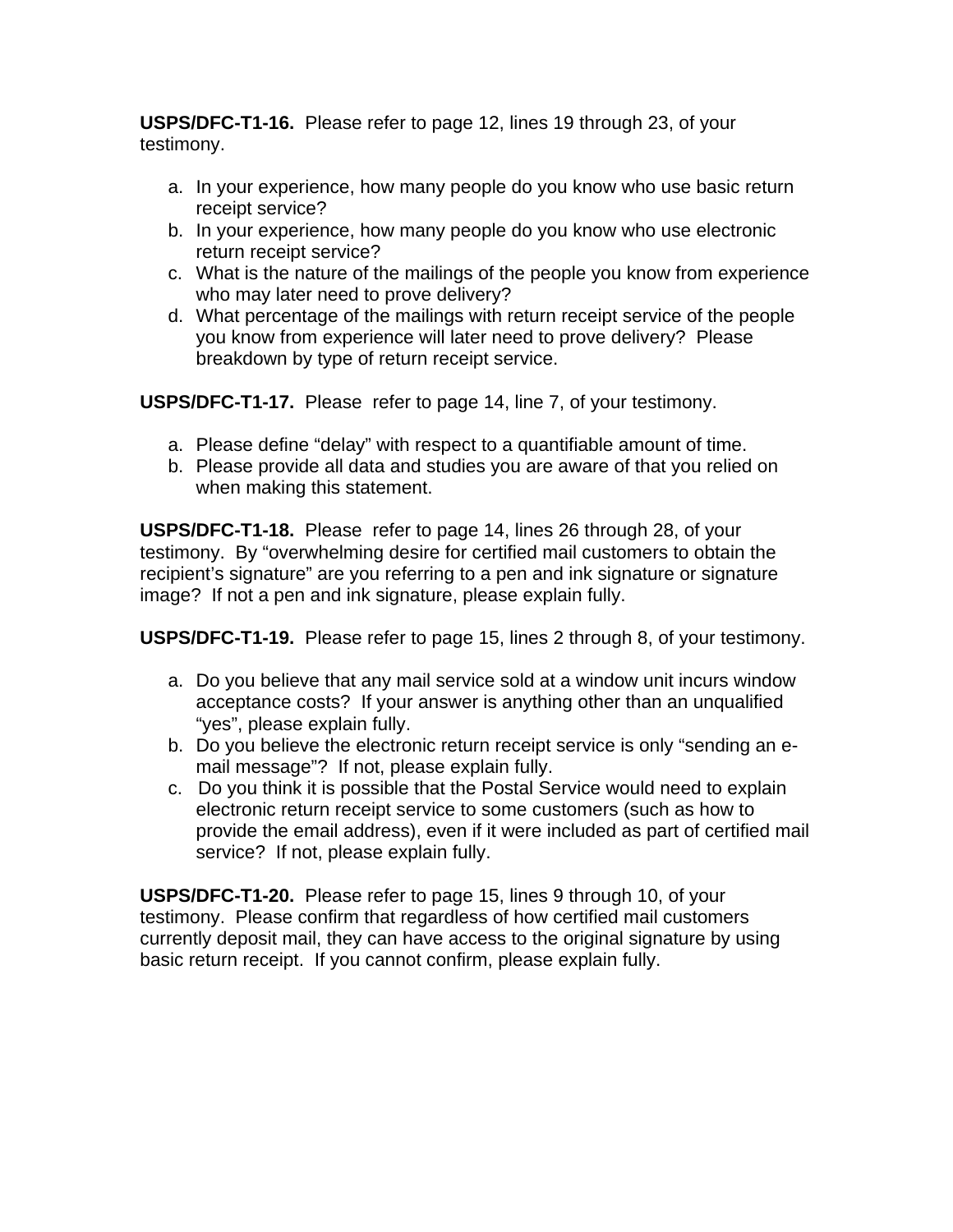**USPS/DFC-T1-16.** Please refer to page 12, lines 19 through 23, of your testimony.

a. In your experience, how many people do you know who use basic return receipt service?
b. In your experience, how many people do you know who use electronic return receipt service?
c. What is the nature of the mailings of the people you know from experience who may later need to prove delivery?
d. What percentage of the mailings with return receipt service of the people you know from experience will later need to prove delivery? Please breakdown by type of return receipt service.

**USPS/DFC-T1-17.** Please refer to page 14, line 7, of your testimony.

a. Please define "delay" with respect to a quantifiable amount of time.
b. Please provide all data and studies you are aware of that you relied on when making this statement.

**USPS/DFC-T1-18.** Please refer to page 14, lines 26 through 28, of your testimony. By "overwhelming desire for certified mail customers to obtain the recipient's signature" are you referring to a pen and ink signature or signature image? If not a pen and ink signature, please explain fully.

**USPS/DFC-T1-19.** Please refer to page 15, lines 2 through 8, of your testimony.

a. Do you believe that any mail service sold at a window unit incurs window acceptance costs? If your answer is anything other than an unqualified "yes", please explain fully.
b. Do you believe the electronic return receipt service is only "sending an e-mail message"? If not, please explain fully.
c. Do you think it is possible that the Postal Service would need to explain electronic return receipt service to some customers (such as how to provide the email address), even if it were included as part of certified mail service? If not, please explain fully.

**USPS/DFC-T1-20.** Please refer to page 15, lines 9 through 10, of your testimony. Please confirm that regardless of how certified mail customers currently deposit mail, they can have access to the original signature by using basic return receipt. If you cannot confirm, please explain fully.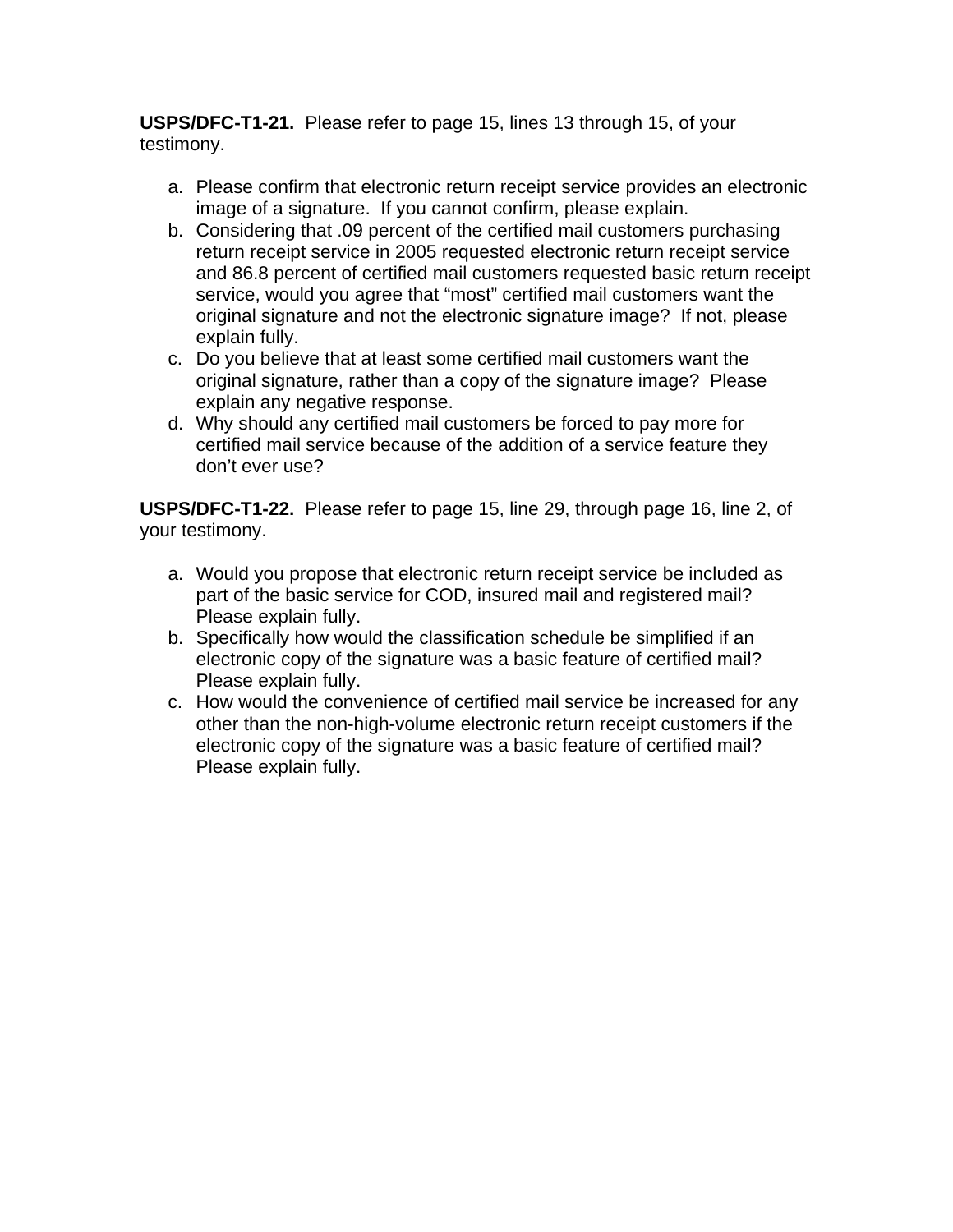**USPS/DFC-T1-21.** Please refer to page 15, lines 13 through 15, of your testimony.

a. Please confirm that electronic return receipt service provides an electronic image of a signature. If you cannot confirm, please explain.
b. Considering that .09 percent of the certified mail customers purchasing return receipt service in 2005 requested electronic return receipt service and 86.8 percent of certified mail customers requested basic return receipt service, would you agree that "most" certified mail customers want the original signature and not the electronic signature image? If not, please explain fully.
c. Do you believe that at least some certified mail customers want the original signature, rather than a copy of the signature image? Please explain any negative response.
d. Why should any certified mail customers be forced to pay more for certified mail service because of the addition of a service feature they don't ever use?

**USPS/DFC-T1-22.** Please refer to page 15, line 29, through page 16, line 2, of your testimony.

a. Would you propose that electronic return receipt service be included as part of the basic service for COD, insured mail and registered mail? Please explain fully.
b. Specifically how would the classification schedule be simplified if an electronic copy of the signature was a basic feature of certified mail? Please explain fully.
c. How would the convenience of certified mail service be increased for any other than the non-high-volume electronic return receipt customers if the electronic copy of the signature was a basic feature of certified mail? Please explain fully.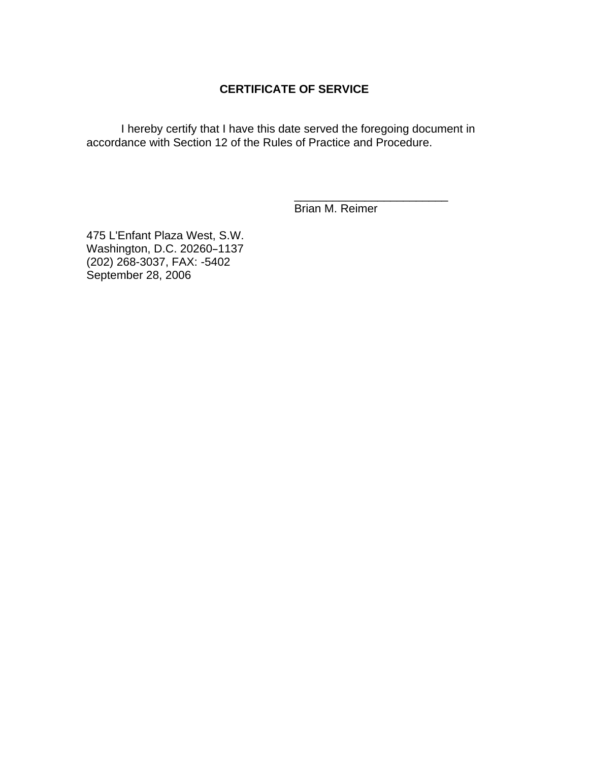## CERTIFICATE OF SERVICE

I hereby certify that I have this date served the foregoing document in accordance with Section 12 of the Rules of Practice and Procedure.

________________________
Brian M. Reimer

475 L'Enfant Plaza West, S.W.
Washington, D.C. 20260–1137
(202) 268-3037, FAX: -5402
September 28, 2006